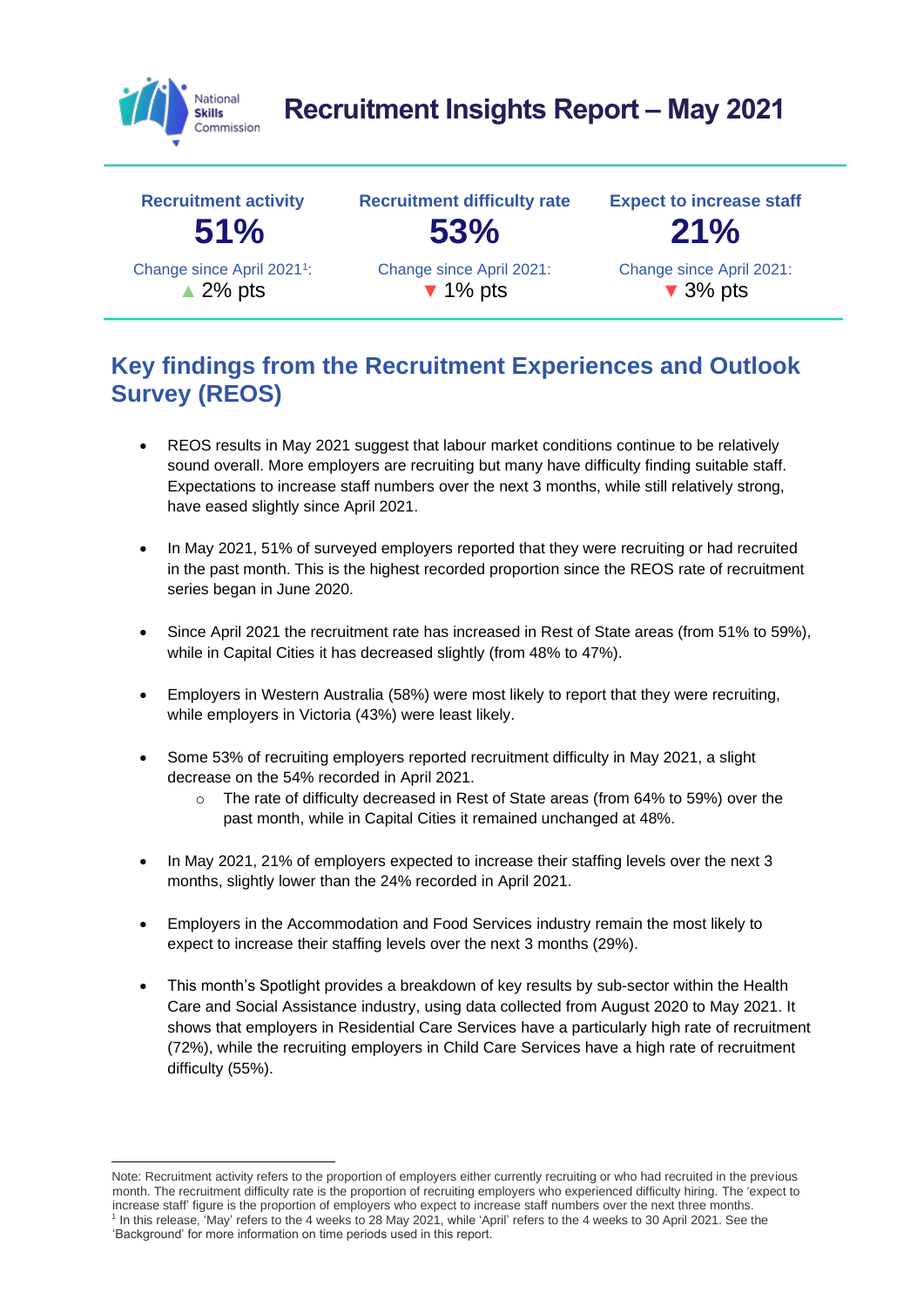# Recruitment Insights Report – May 2021

| Recruitment activity | Recruitment difficulty rate | Expect to increase staff |
|---|---|---|
| **51%** | **53%** | **21%** |
| Change since April 2021[1]: ▲ 2% pts | Change since April 2021: ▼ 1% pts | Change since April 2021: ▼ 3% pts |

## Key findings from the Recruitment Experiences and Outlook Survey (REOS)

- REOS results in May 2021 suggest that labour market conditions continue to be relatively sound overall. More employers are recruiting but many have difficulty finding suitable staff. Expectations to increase staff numbers over the next 3 months, while still relatively strong, have eased slightly since April 2021.

- In May 2021, 51% of surveyed employers reported that they were recruiting or had recruited in the past month. This is the highest recorded proportion since the REOS rate of recruitment series began in June 2020.

- Since April 2021 the recruitment rate has increased in Rest of State areas (from 51% to 59%), while in Capital Cities it has decreased slightly (from 48% to 47%).

- Employers in Western Australia (58%) were most likely to report that they were recruiting, while employers in Victoria (43%) were least likely.

- Some 53% of recruiting employers reported recruitment difficulty in May 2021, a slight decrease on the 54% recorded in April 2021.
  - The rate of difficulty decreased in Rest of State areas (from 64% to 59%) over the past month, while in Capital Cities it remained unchanged at 48%.

- In May 2021, 21% of employers expected to increase their staffing levels over the next 3 months, slightly lower than the 24% recorded in April 2021.

- Employers in the Accommodation and Food Services industry remain the most likely to expect to increase their staffing levels over the next 3 months (29%).

- This month's Spotlight provides a breakdown of key results by sub-sector within the Health Care and Social Assistance industry, using data collected from August 2020 to May 2021. It shows that employers in Residential Care Services have a particularly high rate of recruitment (72%), while the recruiting employers in Child Care Services have a high rate of recruitment difficulty (55%).

---

Note: Recruitment activity refers to the proportion of employers either currently recruiting or who had recruited in the previous month. The recruitment difficulty rate is the proportion of recruiting employers who experienced difficulty hiring. The 'expect to increase staff' figure is the proportion of employers who expect to increase staff numbers over the next three months.

[1] In this release, 'May' refers to the 4 weeks to 28 May 2021, while 'April' refers to the 4 weeks to 30 April 2021. See the 'Background' for more information on time periods used in this report.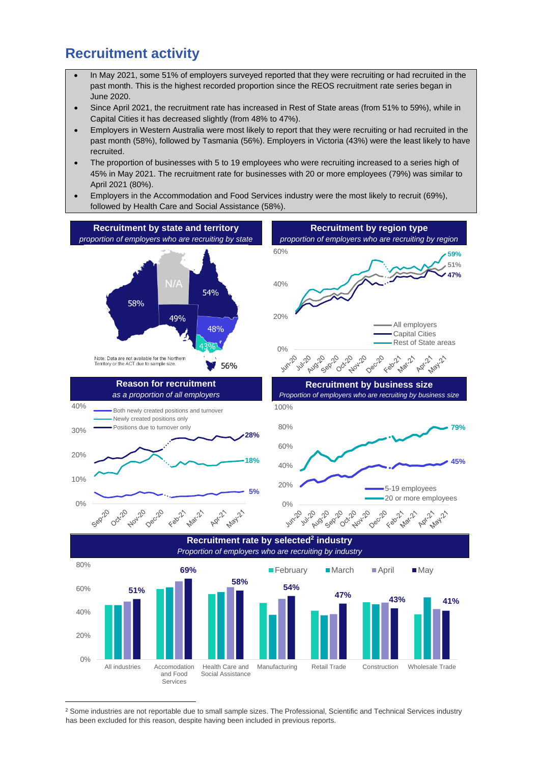## Recruitment activity

- In May 2021, some 51% of employers surveyed reported that they were recruiting or had recruited in the past month. This is the highest recorded proportion since the REOS recruitment rate series began in June 2020.
- Since April 2021, the recruitment rate has increased in Rest of State areas (from 51% to 59%), while in Capital Cities it has decreased slightly (from 48% to 47%).
- Employers in Western Australia were most likely to report that they were recruiting or had recruited in the past month (58%), followed by Tasmania (56%). Employers in Victoria (43%) were the least likely to have recruited.
- The proportion of businesses with 5 to 19 employees who were recruiting increased to a series high of 45% in May 2021. The recruitment rate for businesses with 20 or more employees (79%) was similar to April 2021 (80%).
- Employers in the Accommodation and Food Services industry were the most likely to recruit (69%), followed by Health Care and Social Assistance (58%).

**Recruitment by state and territory**
*proportion of employers who are recruiting by state*

WA 58%, NT N/A, QLD 54%, SA 49%, NSW 48%, VIC 43%, TAS 56%

Note: Data are not available for the Northern Territory or the ACT due to sample size.

**Recruitment by region type**
*proportion of employers who are recruiting by region*

May-21: Rest of State areas 59%, All employers 51%, Capital Cities 47%

**Reason for recruitment**
*as a proportion of all employers*

May-21: Positions due to turnover only 28%, Newly created positions only 18%, Both newly created positions and turnover 5%

**Recruitment by business size**
*Proportion of employers who are recruiting by business size*

May-21: 20 or more employees 79%, 5-19 employees 45%

**Recruitment rate by selected[2] industry**
*Proportion of employers who are recruiting by industry*

| Industry | May |
|---|---|
| All industries | 51% |
| Accomodation and Food Services | 69% |
| Health Care and Social Assistance | 58% |
| Manufacturing | 54% |
| Retail Trade | 47% |
| Construction | 43% |
| Wholesale Trade | 41% |

[2] Some industries are not reportable due to small sample sizes. The Professional, Scientific and Technical Services industry has been excluded for this reason, despite having been included in previous reports.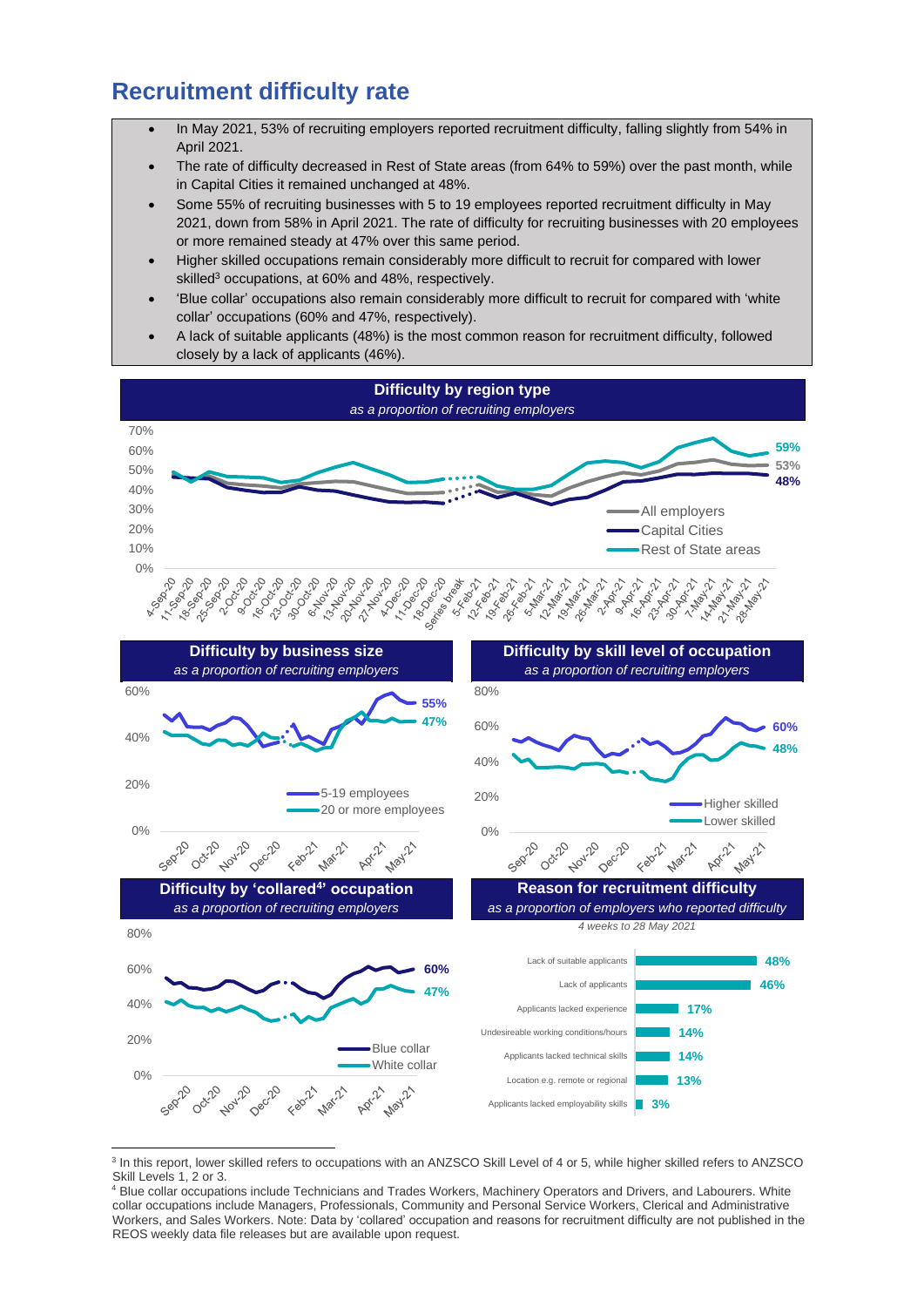## Recruitment difficulty rate

- In May 2021, 53% of recruiting employers reported recruitment difficulty, falling slightly from 54% in April 2021.
- The rate of difficulty decreased in Rest of State areas (from 64% to 59%) over the past month, while in Capital Cities it remained unchanged at 48%.
- Some 55% of recruiting businesses with 5 to 19 employees reported recruitment difficulty in May 2021, down from 58% in April 2021. The rate of difficulty for recruiting businesses with 20 employees or more remained steady at 47% over this same period.
- Higher skilled occupations remain considerably more difficult to recruit for compared with lower skilled[3] occupations, at 60% and 48%, respectively.
- 'Blue collar' occupations also remain considerably more difficult to recruit for compared with 'white collar' occupations (60% and 47%, respectively).
- A lack of suitable applicants (48%) is the most common reason for recruitment difficulty, followed closely by a lack of applicants (46%).

**Difficulty by region type**
*as a proportion of recruiting employers*

**Difficulty by business size**
*as a proportion of recruiting employers*

**Difficulty by skill level of occupation**
*as a proportion of recruiting employers*

**Difficulty by 'collared[4]' occupation**
*as a proportion of recruiting employers*

**Reason for recruitment difficulty**
*as a proportion of employers who reported difficulty*
*4 weeks to 28 May 2021*

| Reason | % |
|---|---|
| Lack of suitable applicants | 48% |
| Lack of applicants | 46% |
| Applicants lacked experience | 17% |
| Undesireable working conditions/hours | 14% |
| Applicants lacked technical skills | 14% |
| Location e.g. remote or regional | 13% |
| Applicants lacked employability skills | 3% |

---

[3] In this report, lower skilled refers to occupations with an ANZSCO Skill Level of 4 or 5, while higher skilled refers to ANZSCO Skill Levels 1, 2 or 3.

[4] Blue collar occupations include Technicians and Trades Workers, Machinery Operators and Drivers, and Labourers. White collar occupations include Managers, Professionals, Community and Personal Service Workers, Clerical and Administrative Workers, and Sales Workers. Note: Data by 'collared' occupation and reasons for recruitment difficulty are not published in the REOS weekly data file releases but are available upon request.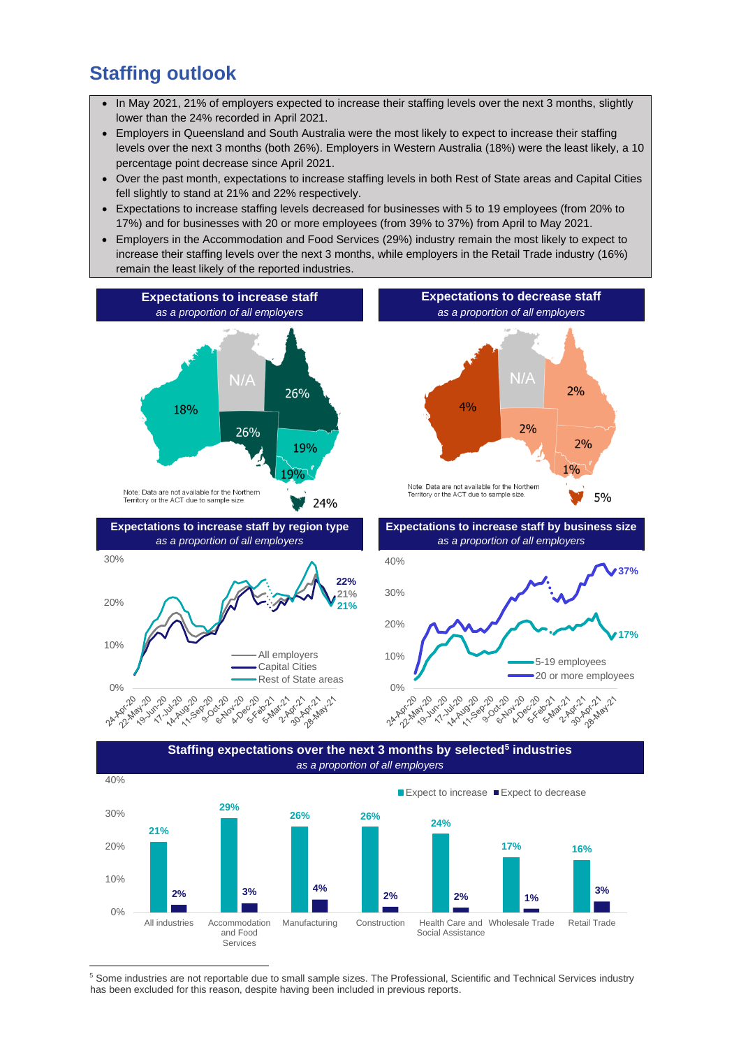# Staffing outlook

- In May 2021, 21% of employers expected to increase their staffing levels over the next 3 months, slightly lower than the 24% recorded in April 2021.
- Employers in Queensland and South Australia were the most likely to expect to increase their staffing levels over the next 3 months (both 26%). Employers in Western Australia (18%) were the least likely, a 10 percentage point decrease since April 2021.
- Over the past month, expectations to increase staffing levels in both Rest of State areas and Capital Cities fell slightly to stand at 21% and 22% respectively.
- Expectations to increase staffing levels decreased for businesses with 5 to 19 employees (from 20% to 17%) and for businesses with 20 or more employees (from 39% to 37%) from April to May 2021.
- Employers in the Accommodation and Food Services (29%) industry remain the most likely to expect to increase their staffing levels over the next 3 months, while employers in the Retail Trade industry (16%) remain the least likely of the reported industries.

**Expectations to increase staff**
*as a proportion of all employers*

| State | Expect to increase |
|---|---|
| WA | 18% |
| NT | N/A |
| QLD | 26% |
| SA | 26% |
| NSW | 19% |
| VIC | 19% |
| TAS | 24% |

Note: Data are not available for the Northern Territory or the ACT due to sample size.

**Expectations to decrease staff**
*as a proportion of all employers*

| State | Expect to decrease |
|---|---|
| WA | 4% |
| NT | N/A |
| QLD | 2% |
| SA | 2% |
| NSW | 2% |
| VIC | 1% |
| TAS | 5% |

Note: Data are not available for the Northern Territory or the ACT due to sample size.

**Expectations to increase staff by region type**
*as a proportion of all employers*

Latest (28-May-21): All employers 21%; Capital Cities 22%; Rest of State areas 21%

**Expectations to increase staff by business size**
*as a proportion of all employers*

Latest (28-May-21): 5-19 employees 17%; 20 or more employees 37%

**Staffing expectations over the next 3 months by selected[5] industries**
*as a proportion of all employers*

| Industry | Expect to increase | Expect to decrease |
|---|---|---|
| All industries | 21% | 2% |
| Accommodation and Food Services | 29% | 3% |
| Manufacturing | 26% | 4% |
| Construction | 26% | 2% |
| Health Care and Social Assistance | 24% | 2% |
| Wholesale Trade | 17% | 1% |
| Retail Trade | 16% | 3% |

[5] Some industries are not reportable due to small sample sizes. The Professional, Scientific and Technical Services industry has been excluded for this reason, despite having been included in previous reports.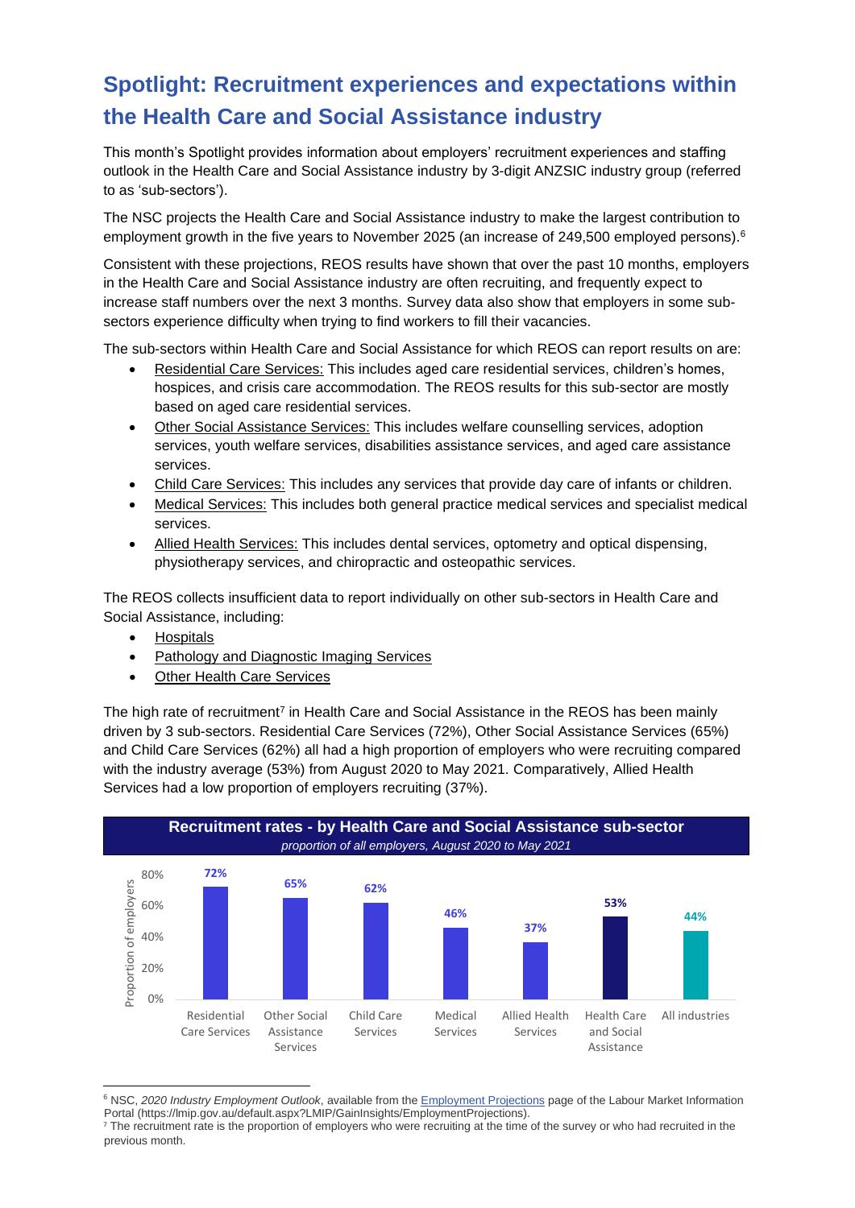## Spotlight: Recruitment experiences and expectations within the Health Care and Social Assistance industry

This month's Spotlight provides information about employers' recruitment experiences and staffing outlook in the Health Care and Social Assistance industry by 3-digit ANZSIC industry group (referred to as 'sub-sectors').

The NSC projects the Health Care and Social Assistance industry to make the largest contribution to employment growth in the five years to November 2025 (an increase of 249,500 employed persons).[6]

Consistent with these projections, REOS results have shown that over the past 10 months, employers in the Health Care and Social Assistance industry are often recruiting, and frequently expect to increase staff numbers over the next 3 months. Survey data also show that employers in some sub-sectors experience difficulty when trying to find workers to fill their vacancies.

The sub-sectors within Health Care and Social Assistance for which REOS can report results on are:

- Residential Care Services: This includes aged care residential services, children's homes, hospices, and crisis care accommodation. The REOS results for this sub-sector are mostly based on aged care residential services.
- Other Social Assistance Services: This includes welfare counselling services, adoption services, youth welfare services, disabilities assistance services, and aged care assistance services.
- Child Care Services: This includes any services that provide day care of infants or children.
- Medical Services: This includes both general practice medical services and specialist medical services.
- Allied Health Services: This includes dental services, optometry and optical dispensing, physiotherapy services, and chiropractic and osteopathic services.

The REOS collects insufficient data to report individually on other sub-sectors in Health Care and Social Assistance, including:

- Hospitals
- Pathology and Diagnostic Imaging Services
- Other Health Care Services

The high rate of recruitment[7] in Health Care and Social Assistance in the REOS has been mainly driven by 3 sub-sectors. Residential Care Services (72%), Other Social Assistance Services (65%) and Child Care Services (62%) all had a high proportion of employers who were recruiting compared with the industry average (53%) from August 2020 to May 2021. Comparatively, Allied Health Services had a low proportion of employers recruiting (37%).

**Recruitment rates - by Health Care and Social Assistance sub-sector**
*proportion of all employers, August 2020 to May 2021*

| Sub-sector | Proportion of employers |
|---|---|
| Residential Care Services | 72% |
| Other Social Assistance Services | 65% |
| Child Care Services | 62% |
| Medical Services | 46% |
| Allied Health Services | 37% |
| Health Care and Social Assistance | 53% |
| All industries | 44% |

[6] NSC, *2020 Industry Employment Outlook*, available from the Employment Projections page of the Labour Market Information Portal (https://lmip.gov.au/default.aspx?LMIP/GainInsights/EmploymentProjections).
[7] The recruitment rate is the proportion of employers who were recruiting at the time of the survey or who had recruited in the previous month.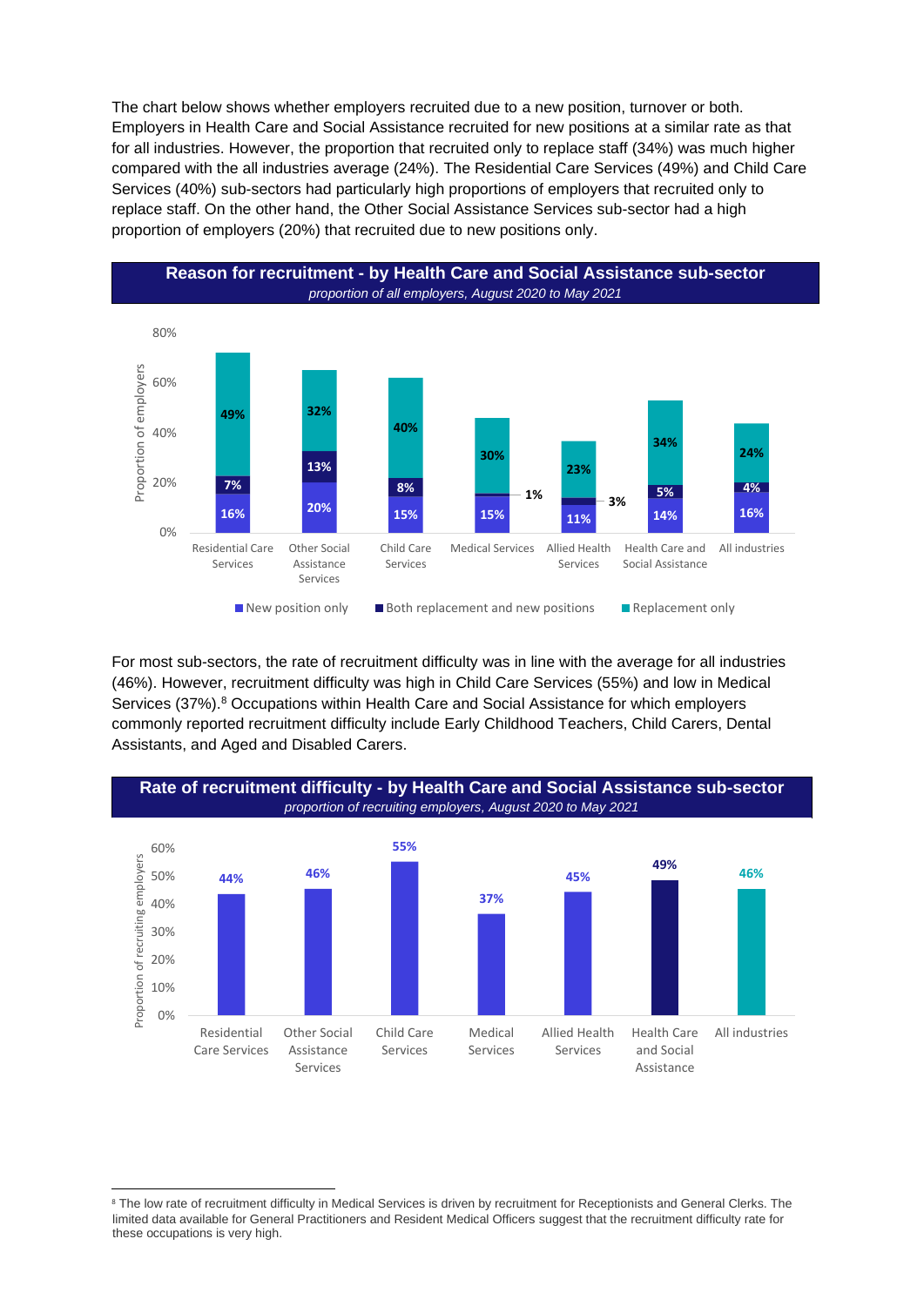The chart below shows whether employers recruited due to a new position, turnover or both. Employers in Health Care and Social Assistance recruited for new positions at a similar rate as that for all industries. However, the proportion that recruited only to replace staff (34%) was much higher compared with the all industries average (24%). The Residential Care Services (49%) and Child Care Services (40%) sub-sectors had particularly high proportions of employers that recruited only to replace staff. On the other hand, the Other Social Assistance Services sub-sector had a high proportion of employers (20%) that recruited due to new positions only.

**Reason for recruitment - by Health Care and Social Assistance sub-sector**
*proportion of all employers, August 2020 to May 2021*

| Sub-sector | New position only | Both replacement and new positions | Replacement only |
|---|---|---|---|
| Residential Care Services | 16% | 7% | 49% |
| Other Social Assistance Services | 20% | 13% | 32% |
| Child Care Services | 15% | 8% | 40% |
| Medical Services | 15% | 1% | 30% |
| Allied Health Services | 11% | 3% | 23% |
| Health Care and Social Assistance | 14% | 5% | 34% |
| All industries | 16% | 4% | 24% |

For most sub-sectors, the rate of recruitment difficulty was in line with the average for all industries (46%). However, recruitment difficulty was high in Child Care Services (55%) and low in Medical Services (37%).[8] Occupations within Health Care and Social Assistance for which employers commonly reported recruitment difficulty include Early Childhood Teachers, Child Carers, Dental Assistants, and Aged and Disabled Carers.

**Rate of recruitment difficulty - by Health Care and Social Assistance sub-sector**
*proportion of recruiting employers, August 2020 to May 2021*

| Sub-sector | Rate of recruitment difficulty |
|---|---|
| Residential Care Services | 44% |
| Other Social Assistance Services | 46% |
| Child Care Services | 55% |
| Medical Services | 37% |
| Allied Health Services | 45% |
| Health Care and Social Assistance | 49% |
| All industries | 46% |

---

[8] The low rate of recruitment difficulty in Medical Services is driven by recruitment for Receptionists and General Clerks. The limited data available for General Practitioners and Resident Medical Officers suggest that the recruitment difficulty rate for these occupations is very high.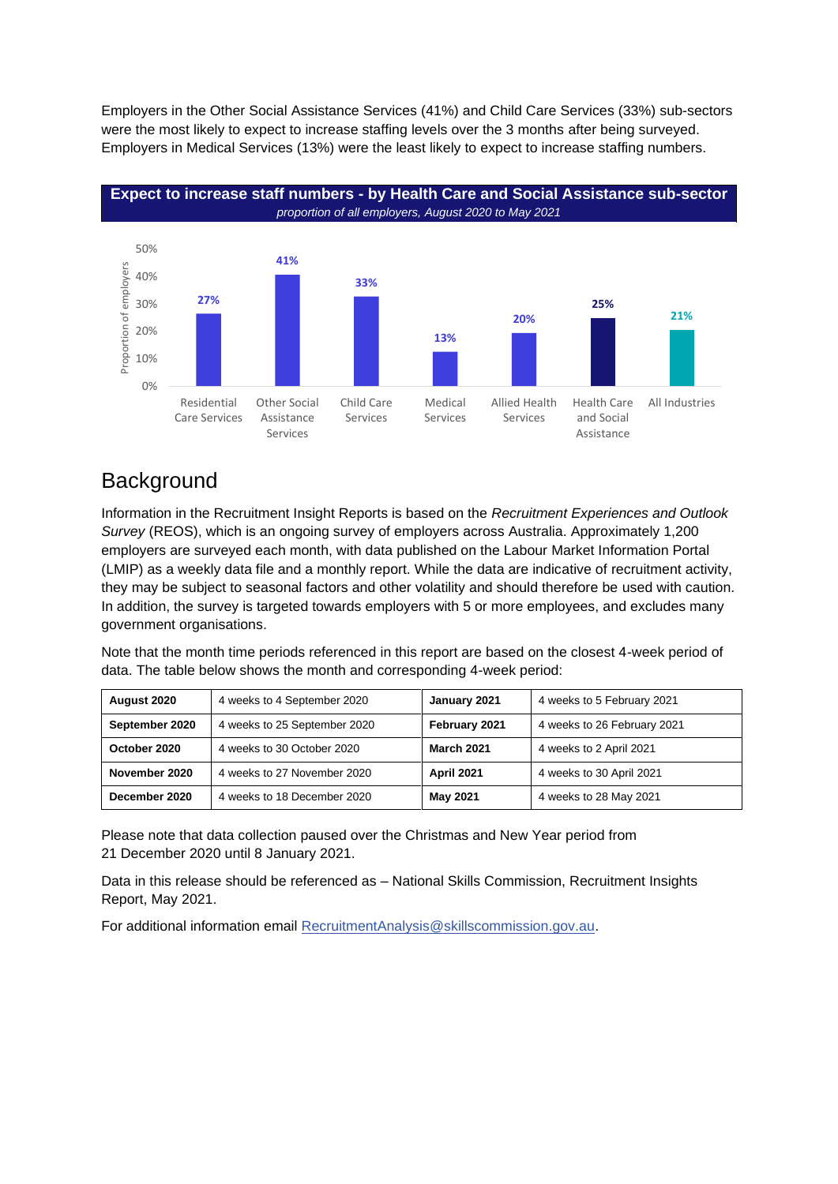Employers in the Other Social Assistance Services (41%) and Child Care Services (33%) sub-sectors were the most likely to expect to increase staffing levels over the 3 months after being surveyed. Employers in Medical Services (13%) were the least likely to expect to increase staffing numbers.

**Expect to increase staff numbers - by Health Care and Social Assistance sub-sector**

*proportion of all employers, August 2020 to May 2021*

Proportion of employers

50%
40%
30%
20%
10%
0%

27% Residential Care Services
41% Other Social Assistance Services
33% Child Care Services
13% Medical Services
20% Allied Health Services
25% Health Care and Social Assistance
21% All Industries

## Background

Information in the Recruitment Insight Reports is based on the *Recruitment Experiences and Outlook Survey* (REOS), which is an ongoing survey of employers across Australia. Approximately 1,200 employers are surveyed each month, with data published on the Labour Market Information Portal (LMIP) as a weekly data file and a monthly report. While the data are indicative of recruitment activity, they may be subject to seasonal factors and other volatility and should therefore be used with caution. In addition, the survey is targeted towards employers with 5 or more employees, and excludes many government organisations.

Note that the month time periods referenced in this report are based on the closest 4-week period of data. The table below shows the month and corresponding 4-week period:

| | | | |
|---|---|---|---|
| **August 2020** | 4 weeks to 4 September 2020 | **January 2021** | 4 weeks to 5 February 2021 |
| **September 2020** | 4 weeks to 25 September 2020 | **February 2021** | 4 weeks to 26 February 2021 |
| **October 2020** | 4 weeks to 30 October 2020 | **March 2021** | 4 weeks to 2 April 2021 |
| **November 2020** | 4 weeks to 27 November 2020 | **April 2021** | 4 weeks to 30 April 2021 |
| **December 2020** | 4 weeks to 18 December 2020 | **May 2021** | 4 weeks to 28 May 2021 |

Please note that data collection paused over the Christmas and New Year period from 21 December 2020 until 8 January 2021.

Data in this release should be referenced as – National Skills Commission, Recruitment Insights Report, May 2021.

For additional information email RecruitmentAnalysis@skillscommission.gov.au.